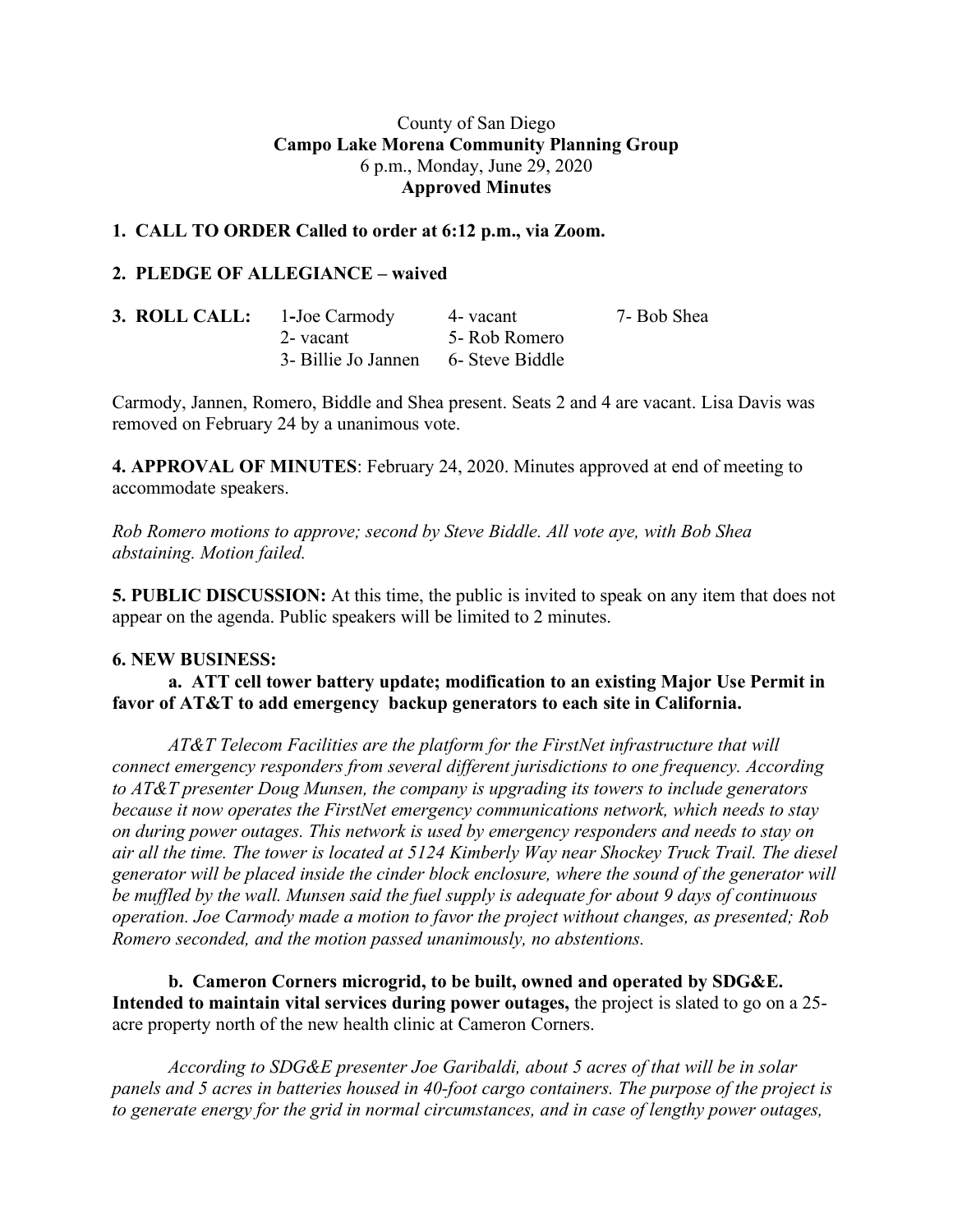County of San Diego
**Campo Lake Morena Community Planning Group**
6 p.m., Monday, June 29, 2020
**Approved Minutes**

**1. CALL TO ORDER Called to order at 6:12 p.m., via Zoom.**

**2. PLEDGE OF ALLEGIANCE – waived**

| **3. ROLL CALL:** | 1-Joe Carmody | 4- vacant | 7- Bob Shea |
|---|---|---|---|
| | 2- vacant | 5- Rob Romero | |
| | 3- Billie Jo Jannen | 6- Steve Biddle | |

Carmody, Jannen, Romero, Biddle and Shea present. Seats 2 and 4 are vacant. Lisa Davis was removed on February 24 by a unanimous vote.

**4. APPROVAL OF MINUTES**: February 24, 2020. Minutes approved at end of meeting to accommodate speakers.

*Rob Romero motions to approve; second by Steve Biddle. All vote aye, with Bob Shea abstaining. Motion failed.*

**5. PUBLIC DISCUSSION:** At this time, the public is invited to speak on any item that does not appear on the agenda. Public speakers will be limited to 2 minutes.

**6. NEW BUSINESS:**

**a. ATT cell tower battery update; modification to an existing Major Use Permit in favor of AT&T to add emergency backup generators to each site in California.**

*AT&T Telecom Facilities are the platform for the FirstNet infrastructure that will connect emergency responders from several different jurisdictions to one frequency. According to AT&T presenter Doug Munsen, the company is upgrading its towers to include generators because it now operates the FirstNet emergency communications network, which needs to stay on during power outages. This network is used by emergency responders and needs to stay on air all the time. The tower is located at 5124 Kimberly Way near Shockey Truck Trail. The diesel generator will be placed inside the cinder block enclosure, where the sound of the generator will be muffled by the wall. Munsen said the fuel supply is adequate for about 9 days of continuous operation. Joe Carmody made a motion to favor the project without changes, as presented; Rob Romero seconded, and the motion passed unanimously, no abstentions.*

**b. Cameron Corners microgrid, to be built, owned and operated by SDG&E. Intended to maintain vital services during power outages,** the project is slated to go on a 25-acre property north of the new health clinic at Cameron Corners.

*According to SDG&E presenter Joe Garibaldi, about 5 acres of that will be in solar panels and 5 acres in batteries housed in 40-foot cargo containers. The purpose of the project is to generate energy for the grid in normal circumstances, and in case of lengthy power outages,*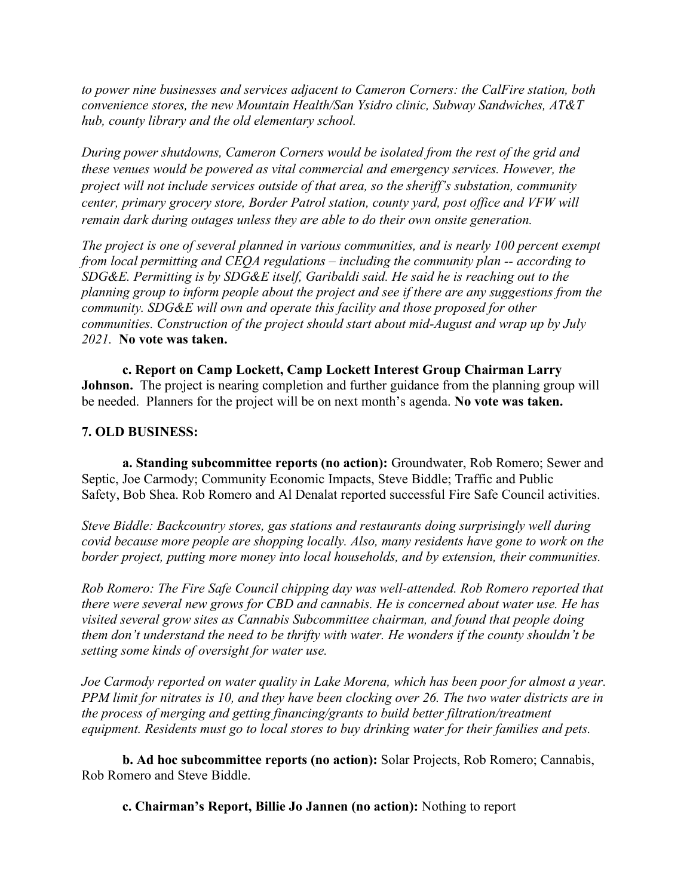*to power nine businesses and services adjacent to Cameron Corners: the CalFire station, both convenience stores, the new Mountain Health/San Ysidro clinic, Subway Sandwiches, AT&T hub, county library and the old elementary school.*

*During power shutdowns, Cameron Corners would be isolated from the rest of the grid and these venues would be powered as vital commercial and emergency services. However, the project will not include services outside of that area, so the sheriff's substation, community center, primary grocery store, Border Patrol station, county yard, post office and VFW will remain dark during outages unless they are able to do their own onsite generation.*

*The project is one of several planned in various communities, and is nearly 100 percent exempt from local permitting and CEQA regulations – including the community plan -- according to SDG&E. Permitting is by SDG&E itself, Garibaldi said. He said he is reaching out to the planning group to inform people about the project and see if there are any suggestions from the community. SDG&E will own and operate this facility and those proposed for other communities. Construction of the project should start about mid-August and wrap up by July 2021.* **No vote was taken.**

**c. Report on Camp Lockett, Camp Lockett Interest Group Chairman Larry Johnson.** The project is nearing completion and further guidance from the planning group will be needed. Planners for the project will be on next month's agenda. **No vote was taken.**

**7. OLD BUSINESS:**

**a. Standing subcommittee reports (no action):** Groundwater, Rob Romero; Sewer and Septic, Joe Carmody; Community Economic Impacts, Steve Biddle; Traffic and Public Safety, Bob Shea. Rob Romero and Al Denalat reported successful Fire Safe Council activities.

*Steve Biddle: Backcountry stores, gas stations and restaurants doing surprisingly well during covid because more people are shopping locally. Also, many residents have gone to work on the border project, putting more money into local households, and by extension, their communities.*

*Rob Romero: The Fire Safe Council chipping day was well-attended. Rob Romero reported that there were several new grows for CBD and cannabis. He is concerned about water use. He has visited several grow sites as Cannabis Subcommittee chairman, and found that people doing them don't understand the need to be thrifty with water. He wonders if the county shouldn't be setting some kinds of oversight for water use.*

*Joe Carmody reported on water quality in Lake Morena, which has been poor for almost a year. PPM limit for nitrates is 10, and they have been clocking over 26. The two water districts are in the process of merging and getting financing/grants to build better filtration/treatment equipment. Residents must go to local stores to buy drinking water for their families and pets.*

**b. Ad hoc subcommittee reports (no action):** Solar Projects, Rob Romero; Cannabis, Rob Romero and Steve Biddle.

**c. Chairman's Report, Billie Jo Jannen (no action):** Nothing to report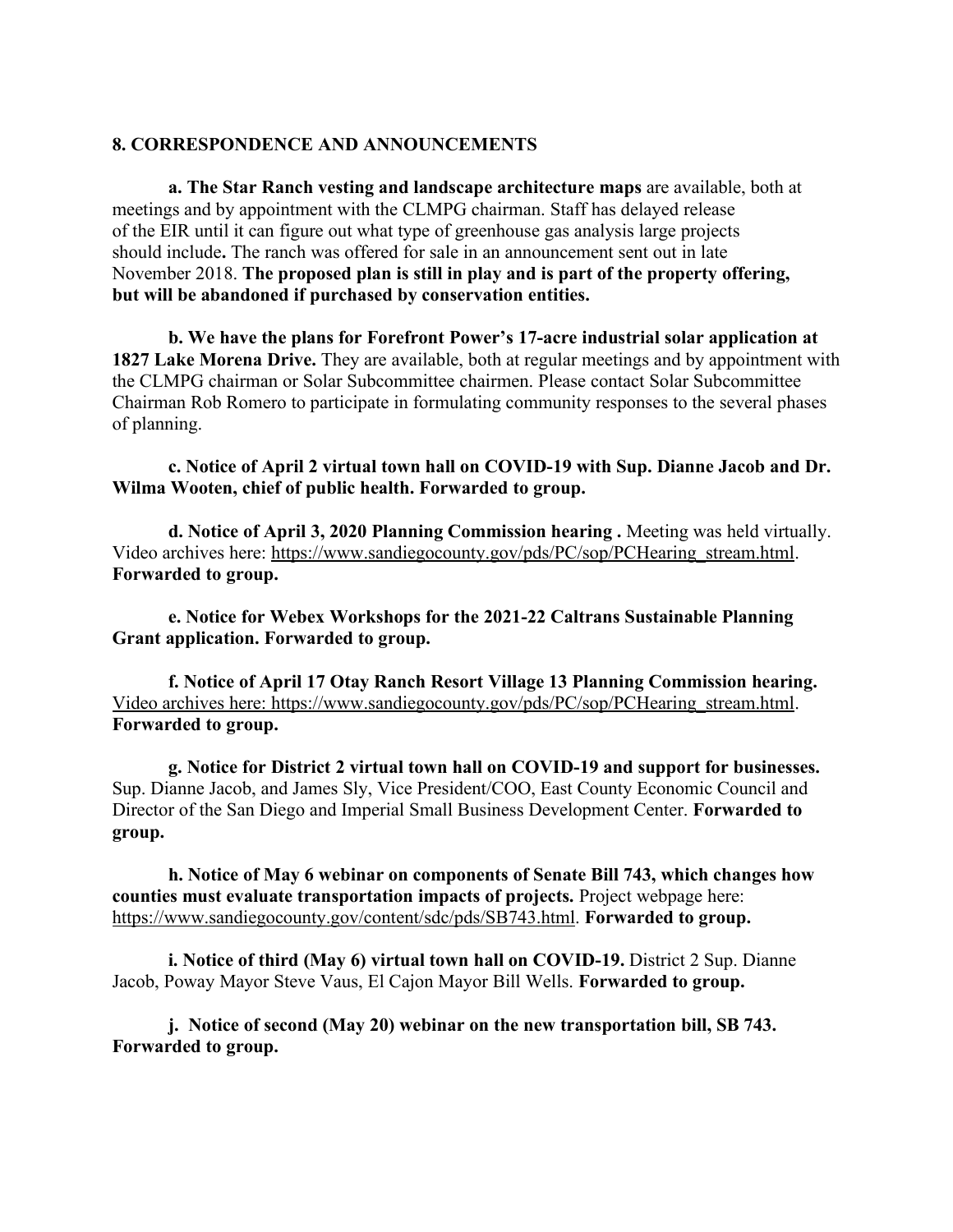**8. CORRESPONDENCE AND ANNOUNCEMENTS**

**a. The Star Ranch vesting and landscape architecture maps** are available, both at meetings and by appointment with the CLMPG chairman. Staff has delayed release of the EIR until it can figure out what type of greenhouse gas analysis large projects should include**.** The ranch was offered for sale in an announcement sent out in late November 2018. **The proposed plan is still in play and is part of the property offering, but will be abandoned if purchased by conservation entities.**

**b. We have the plans for Forefront Power's 17-acre industrial solar application at 1827 Lake Morena Drive.** They are available, both at regular meetings and by appointment with the CLMPG chairman or Solar Subcommittee chairmen. Please contact Solar Subcommittee Chairman Rob Romero to participate in formulating community responses to the several phases of planning.

**c. Notice of April 2 virtual town hall on COVID-19 with Sup. Dianne Jacob and Dr. Wilma Wooten, chief of public health. Forwarded to group.**

**d. Notice of April 3, 2020 Planning Commission hearing .** Meeting was held virtually. Video archives here: https://www.sandiegocounty.gov/pds/PC/sop/PCHearing_stream.html. **Forwarded to group.**

**e. Notice for Webex Workshops for the 2021-22 Caltrans Sustainable Planning Grant application. Forwarded to group.**

**f. Notice of April 17 Otay Ranch Resort Village 13 Planning Commission hearing.** Video archives here: https://www.sandiegocounty.gov/pds/PC/sop/PCHearing_stream.html. **Forwarded to group.**

**g. Notice for District 2 virtual town hall on COVID-19 and support for businesses.** Sup. Dianne Jacob, and James Sly, Vice President/COO, East County Economic Council and Director of the San Diego and Imperial Small Business Development Center. **Forwarded to group.**

**h. Notice of May 6 webinar on components of Senate Bill 743, which changes how counties must evaluate transportation impacts of projects.** Project webpage here: https://www.sandiegocounty.gov/content/sdc/pds/SB743.html. **Forwarded to group.**

**i. Notice of third (May 6) virtual town hall on COVID-19.** District 2 Sup. Dianne Jacob, Poway Mayor Steve Vaus, El Cajon Mayor Bill Wells. **Forwarded to group.**

**j. Notice of second (May 20) webinar on the new transportation bill, SB 743. Forwarded to group.**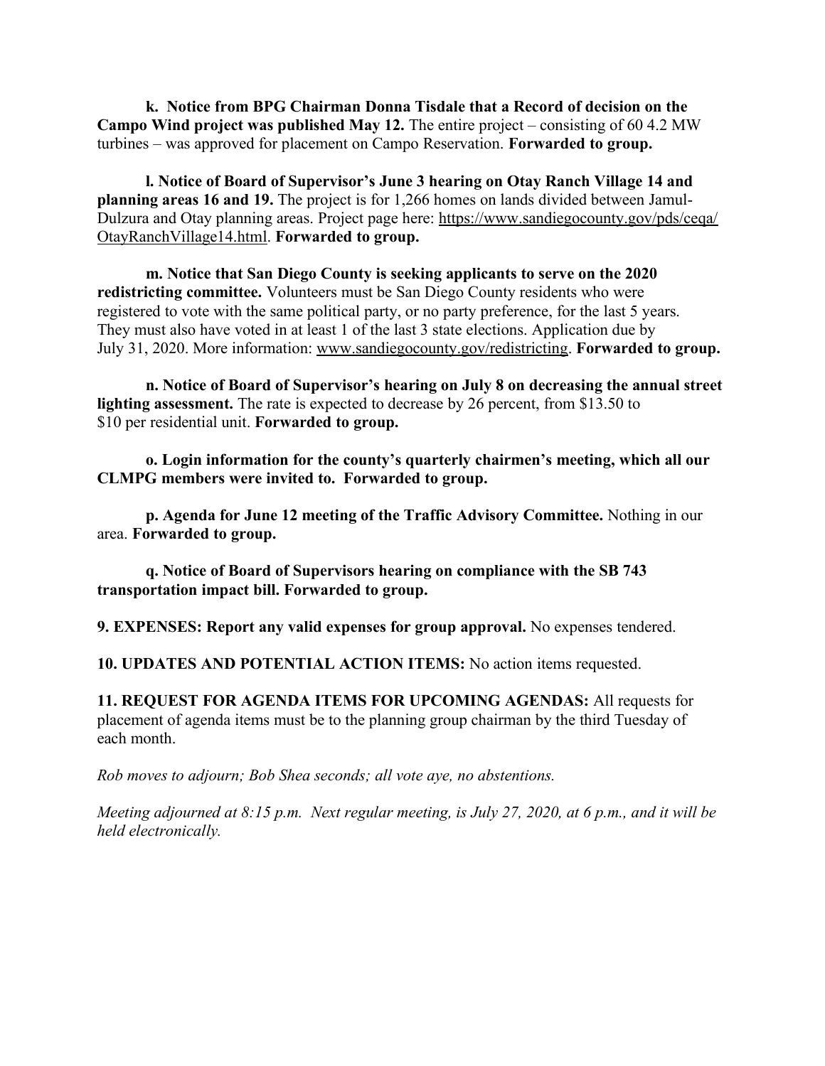**k. Notice from BPG Chairman Donna Tisdale that a Record of decision on the Campo Wind project was published May 12.** The entire project – consisting of 60 4.2 MW turbines – was approved for placement on Campo Reservation. **Forwarded to group.**

**l. Notice of Board of Supervisor's June 3 hearing on Otay Ranch Village 14 and planning areas 16 and 19.** The project is for 1,266 homes on lands divided between Jamul-Dulzura and Otay planning areas. Project page here: https://www.sandiegocounty.gov/pds/ceqa/OtayRanchVillage14.html. **Forwarded to group.**

**m. Notice that San Diego County is seeking applicants to serve on the 2020 redistricting committee.** Volunteers must be San Diego County residents who were registered to vote with the same political party, or no party preference, for the last 5 years. They must also have voted in at least 1 of the last 3 state elections. Application due by July 31, 2020. More information: www.sandiegocounty.gov/redistricting. **Forwarded to group.**

**n. Notice of Board of Supervisor's hearing on July 8 on decreasing the annual street lighting assessment.** The rate is expected to decrease by 26 percent, from $13.50 to $10 per residential unit. **Forwarded to group.**

**o. Login information for the county's quarterly chairmen's meeting, which all our CLMPG members were invited to. Forwarded to group.**

**p. Agenda for June 12 meeting of the Traffic Advisory Committee.** Nothing in our area. **Forwarded to group.**

**q. Notice of Board of Supervisors hearing on compliance with the SB 743 transportation impact bill. Forwarded to group.**

**9. EXPENSES: Report any valid expenses for group approval.** No expenses tendered.

**10. UPDATES AND POTENTIAL ACTION ITEMS:** No action items requested.

**11. REQUEST FOR AGENDA ITEMS FOR UPCOMING AGENDAS:** All requests for placement of agenda items must be to the planning group chairman by the third Tuesday of each month.

*Rob moves to adjourn; Bob Shea seconds; all vote aye, no abstentions.*

*Meeting adjourned at 8:15 p.m. Next regular meeting, is July 27, 2020, at 6 p.m., and it will be held electronically.*